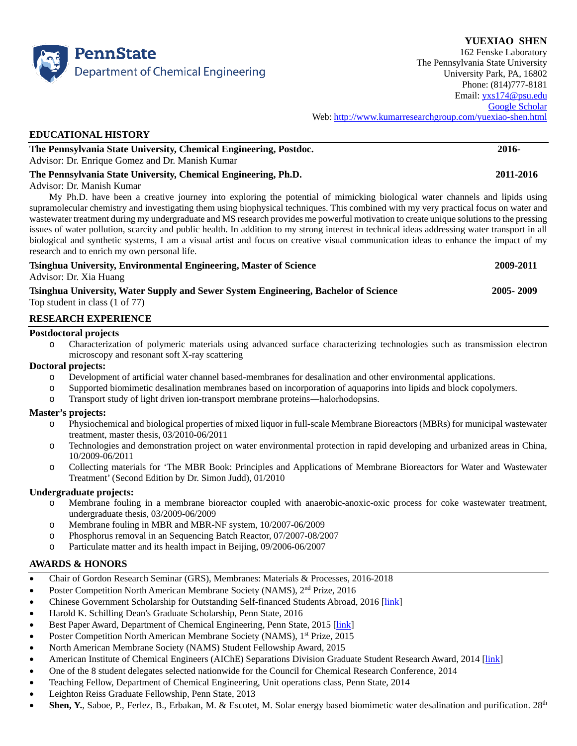**YUEXIAO SHEN**
162 Fenske Laboratory
The Pennsylvania State University
University Park, PA, 16802
Phone: (814)777-8181
Email: yxs174@psu.edu
Google Scholar
Web: http://www.kumarresearchgroup.com/yuexiao-shen.html

PennState Department of Chemical Engineering

## EDUCATIONAL HISTORY

**The Pennsylvania State University, Chemical Engineering, Postdoc.** **2016-**
Advisor: Dr. Enrique Gomez and Dr. Manish Kumar

**The Pennsylvania State University, Chemical Engineering, Ph.D.** **2011-2016**
Advisor: Dr. Manish Kumar

My Ph.D. have been a creative journey into exploring the potential of mimicking biological water channels and lipids using supramolecular chemistry and investigating them using biophysical techniques. This combined with my very practical focus on water and wastewater treatment during my undergraduate and MS research provides me powerful motivation to create unique solutions to the pressing issues of water pollution, scarcity and public health. In addition to my strong interest in technical ideas addressing water transport in all biological and synthetic systems, I am a visual artist and focus on creative visual communication ideas to enhance the impact of my research and to enrich my own personal life.

**Tsinghua University, Environmental Engineering, Master of Science** **2009-2011**
Advisor: Dr. Xia Huang

**Tsinghua University, Water Supply and Sewer System Engineering, Bachelor of Science** **2005- 2009**
Top student in class (1 of 77)

## RESEARCH EXPERIENCE

**Postdoctoral projects**

- Characterization of polymeric materials using advanced surface characterizing technologies such as transmission electron microscopy and resonant soft X-ray scattering

**Doctoral projects:**

- Development of artificial water channel based-membranes for desalination and other environmental applications.
- Supported biomimetic desalination membranes based on incorporation of aquaporins into lipids and block copolymers.
- Transport study of light driven ion-transport membrane proteins—halorhodopsins.

**Master's projects:**

- Physiochemical and biological properties of mixed liquor in full-scale Membrane Bioreactors (MBRs) for municipal wastewater treatment, master thesis, 03/2010-06/2011
- Technologies and demonstration project on water environmental protection in rapid developing and urbanized areas in China, 10/2009-06/2011
- Collecting materials for 'The MBR Book: Principles and Applications of Membrane Bioreactors for Water and Wastewater Treatment' (Second Edition by Dr. Simon Judd), 01/2010

**Undergraduate projects:**

- Membrane fouling in a membrane bioreactor coupled with anaerobic-anoxic-oxic process for coke wastewater treatment, undergraduate thesis, 03/2009-06/2009
- Membrane fouling in MBR and MBR-NF system, 10/2007-06/2009
- Phosphorus removal in an Sequencing Batch Reactor, 07/2007-08/2007
- Particulate matter and its health impact in Beijing, 09/2006-06/2007

## AWARDS & HONORS

- Chair of Gordon Research Seminar (GRS), Membranes: Materials & Processes, 2016-2018
- Poster Competition North American Membrane Society (NAMS), 2nd Prize, 2016
- Chinese Government Scholarship for Outstanding Self-financed Students Abroad, 2016 [link]
- Harold K. Schilling Dean's Graduate Scholarship, Penn State, 2016
- Best Paper Award, Department of Chemical Engineering, Penn State, 2015 [link]
- Poster Competition North American Membrane Society (NAMS), 1st Prize, 2015
- North American Membrane Society (NAMS) Student Fellowship Award, 2015
- American Institute of Chemical Engineers (AIChE) Separations Division Graduate Student Research Award, 2014 [link]
- One of the 8 student delegates selected nationwide for the Council for Chemical Research Conference, 2014
- Teaching Fellow, Department of Chemical Engineering, Unit operations class, Penn State, 2014
- Leighton Reiss Graduate Fellowship, Penn State, 2013
- **Shen, Y.**, Saboe, P., Ferlez, B., Erbakan, M. & Escotet, M. Solar energy based biomimetic water desalination and purification. 28th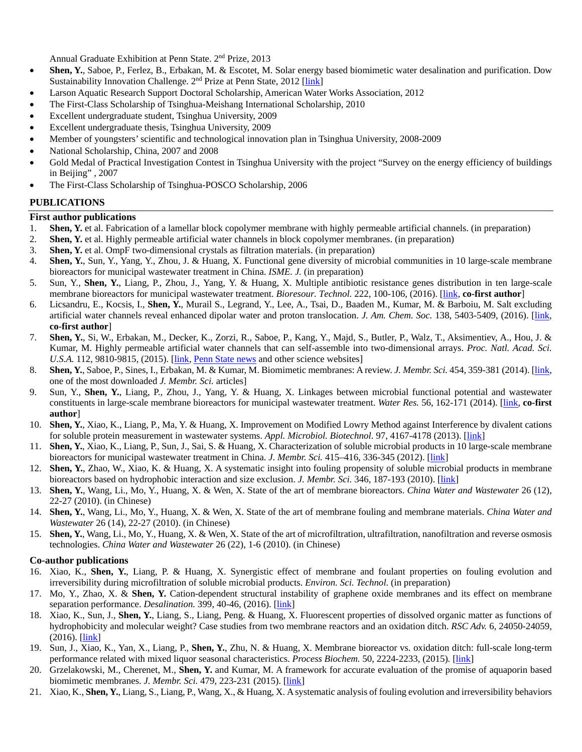Annual Graduate Exhibition at Penn State. 2nd Prize, 2013

- **Shen, Y.**, Saboe, P., Ferlez, B., Erbakan, M. & Escotet, M. Solar energy based biomimetic water desalination and purification. Dow Sustainability Innovation Challenge. 2nd Prize at Penn State, 2012 [link]
- Larson Aquatic Research Support Doctoral Scholarship, American Water Works Association, 2012
- The First-Class Scholarship of Tsinghua-Meishang International Scholarship, 2010
- Excellent undergraduate student, Tsinghua University, 2009
- Excellent undergraduate thesis, Tsinghua University, 2009
- Member of youngsters' scientific and technological innovation plan in Tsinghua University, 2008-2009
- National Scholarship, China, 2007 and 2008
- Gold Medal of Practical Investigation Contest in Tsinghua University with the project "Survey on the energy efficiency of buildings in Beijing" , 2007
- The First-Class Scholarship of Tsinghua-POSCO Scholarship, 2006

## PUBLICATIONS

### First author publications

1. **Shen, Y.** et al. Fabrication of a lamellar block copolymer membrane with highly permeable artificial channels. (in preparation)
2. **Shen, Y.** et al. Highly permeable artificial water channels in block copolymer membranes. (in preparation)
3. **Shen, Y.** et al. OmpF two-dimensional crystals as filtration materials. (in preparation)
4. **Shen, Y.**, Sun, Y., Yang, Y., Zhou, J. & Huang, X. Functional gene diversity of microbial communities in 10 large-scale membrane bioreactors for municipal wastewater treatment in China. *ISME. J.* (in preparation)
5. Sun, Y., **Shen, Y.**, Liang, P., Zhou, J., Yang, Y. & Huang, X. Multiple antibiotic resistance genes distribution in ten large-scale membrane bioreactors for municipal wastewater treatment. *Bioresour. Technol.* 222, 100-106, (2016). [link, **co-first author**]
6. Licsandru, E., Kocsis, I., **Shen, Y.**, Murail S., Legrand, Y., Lee, A., Tsai, D., Baaden M., Kumar, M. & Barboiu, M. Salt excluding artificial water channels reveal enhanced dipolar water and proton translocation. *J. Am. Chem. Soc.* 138, 5403-5409, (2016). [link, **co-first author**]
7. **Shen, Y.**, Si, W., Erbakan, M., Decker, K., Zorzi, R., Saboe, P., Kang, Y., Majd, S., Butler, P., Walz, T., Aksimentiev, A., Hou, J. & Kumar, M. Highly permeable artificial water channels that can self-assemble into two-dimensional arrays. *Proc. Natl. Acad. Sci. U.S.A.* 112, 9810-9815, (2015). [link, Penn State news and other science websites]
8. **Shen, Y.**, Saboe, P., Sines, I., Erbakan, M. & Kumar, M. Biomimetic membranes: A review. *J. Membr. Sci.* 454, 359-381 (2014). [link, one of the most downloaded *J. Membr. Sci.* articles]
9. Sun, Y., **Shen, Y.**, Liang, P., Zhou, J., Yang, Y. & Huang, X. Linkages between microbial functional potential and wastewater constituents in large-scale membrane bioreactors for municipal wastewater treatment. *Water Res.* 56, 162-171 (2014). [link, **co-first author**]
10. **Shen, Y.**, Xiao, K., Liang, P., Ma, Y. & Huang, X. Improvement on Modified Lowry Method against Interference by divalent cations for soluble protein measurement in wastewater systems. *Appl. Microbiol. Biotechnol*. 97, 4167-4178 (2013). [link]
11. **Shen, Y.**, Xiao, K., Liang, P., Sun, J., Sai, S. & Huang, X. Characterization of soluble microbial products in 10 large-scale membrane bioreactors for municipal wastewater treatment in China. *J. Membr. Sci.* 415–416, 336-345 (2012). [link]
12. **Shen, Y.**, Zhao, W., Xiao, K. & Huang, X. A systematic insight into fouling propensity of soluble microbial products in membrane bioreactors based on hydrophobic interaction and size exclusion. *J. Membr. Sci.* 346, 187-193 (2010). [link]
13. **Shen, Y.**, Wang, Li., Mo, Y., Huang, X. & Wen, X. State of the art of membrane bioreactors. *China Water and Wastewater* 26 (12), 22-27 (2010). (in Chinese)
14. **Shen, Y.**, Wang, Li., Mo, Y., Huang, X. & Wen, X. State of the art of membrane fouling and membrane materials. *China Water and Wastewater* 26 (14), 22-27 (2010). (in Chinese)
15. **Shen, Y.**, Wang, Li., Mo, Y., Huang, X. & Wen, X. State of the art of microfiltration, ultrafiltration, nanofiltration and reverse osmosis technologies. *China Water and Wastewater* 26 (22), 1-6 (2010). (in Chinese)

### Co-author publications

16. Xiao, K., **Shen, Y.**, Liang, P. & Huang, X. Synergistic effect of membrane and foulant properties on fouling evolution and irreversibility during microfiltration of soluble microbial products. *Environ. Sci. Technol.* (in preparation)
17. Mo, Y., Zhao, X. & **Shen, Y.** Cation-dependent structural instability of graphene oxide membranes and its effect on membrane separation performance. *Desalination.* 399, 40-46, (2016). [link]
18. Xiao, K., Sun, J., **Shen, Y.**, Liang, S., Liang, Peng. & Huang, X. Fluorescent properties of dissolved organic matter as functions of hydrophobicity and molecular weight? Case studies from two membrane reactors and an oxidation ditch. *RSC Adv.* 6, 24050-24059, (2016). [link]
19. Sun, J., Xiao, K., Yan, X., Liang, P., **Shen, Y.**, Zhu, N. & Huang, X. Membrane bioreactor vs. oxidation ditch: full-scale long-term performance related with mixed liquor seasonal characteristics. *Process Biochem.* 50, 2224-2233, (2015). [link]
20. Grzelakowski, M., Cherenet, M., **Shen, Y.** and Kumar, M. A framework for accurate evaluation of the promise of aquaporin based biomimetic membranes. *J. Membr. Sci.* 479, 223-231 (2015). [link]
21. Xiao, K., **Shen, Y.**, Liang, S., Liang, P., Wang, X., & Huang, X. A systematic analysis of fouling evolution and irreversibility behaviors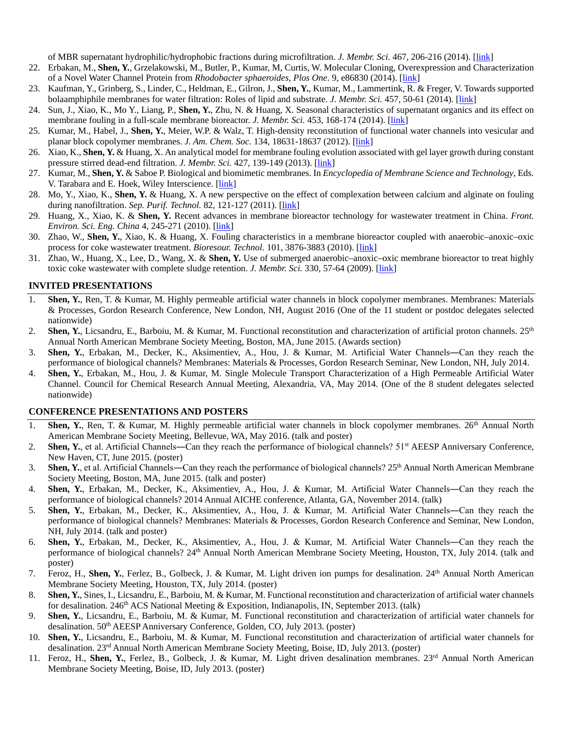of MBR supernatant hydrophilic/hydrophobic fractions during microfiltration. *J. Membr. Sci.* 467, 206-216 (2014). [link]

22. Erbakan, M., **Shen, Y.**, Grzelakowski, M., Butler, P., Kumar, M, Curtis, W. Molecular Cloning, Overexpression and Characterization of a Novel Water Channel Protein from *Rhodobacter sphaeroides*, *Plos One*. 9, e86830 (2014). [link]
23. Kaufman, Y., Grinberg, S., Linder, C., Heldman, E., Gilron, J., **Shen, Y.**, Kumar, M., Lammertink, R. & Freger, V. Towards supported bolaamphiphile membranes for water filtration: Roles of lipid and substrate. *J. Membr. Sci.* 457, 50-61 (2014). [link]
24. Sun, J., Xiao, K., Mo Y., Liang, P., **Shen, Y.**, Zhu, N. & Huang, X. Seasonal characteristics of supernatant organics and its effect on membrane fouling in a full-scale membrane bioreactor. *J. Membr. Sci.* 453, 168-174 (2014). [link]
25. Kumar, M., Habel, J., **Shen, Y.**, Meier, W.P. & Walz, T. High-density reconstitution of functional water channels into vesicular and planar block copolymer membranes. *J. Am. Chem. Soc.* 134, 18631-18637 (2012). [link]
26. Xiao, K., **Shen, Y.** & Huang, X. An analytical model for membrane fouling evolution associated with gel layer growth during constant pressure stirred dead-end filtration. *J. Membr. Sci.* 427, 139-149 (2013). [link]
27. Kumar, M., **Shen, Y.** & Saboe P. Biological and biomimetic membranes. In *Encyclopedia of Membrane Science and Technology*, Eds. V. Tarabara and E. Hoek, Wiley Interscience. [link]
28. Mo, Y., Xiao, K., **Shen, Y.** & Huang, X. A new perspective on the effect of complexation between calcium and alginate on fouling during nanofiltration. *Sep. Purif. Technol.* 82, 121-127 (2011). [link]
29. Huang, X., Xiao, K. & **Shen, Y.** Recent advances in membrane bioreactor technology for wastewater treatment in China. *Front. Environ. Sci. Eng. China* 4, 245-271 (2010). [link]
30. Zhao, W., **Shen, Y.**, Xiao, K. & Huang, X. Fouling characteristics in a membrane bioreactor coupled with anaerobic–anoxic–oxic process for coke wastewater treatment. *Bioresour. Technol.* 101, 3876-3883 (2010). [link]
31. Zhao, W., Huang, X., Lee, D., Wang, X. & **Shen, Y.** Use of submerged anaerobic–anoxic–oxic membrane bioreactor to treat highly toxic coke wastewater with complete sludge retention. *J. Membr. Sci.* 330, 57-64 (2009). [link]

## INVITED PRESENTATIONS

1. **Shen, Y.**, Ren, T. & Kumar, M. Highly permeable artificial water channels in block copolymer membranes. Membranes: Materials & Processes, Gordon Research Conference, New London, NH, August 2016 (One of the 11 student or postdoc delegates selected nationwide)
2. **Shen, Y.**, Licsandru, E., Barboiu, M. & Kumar, M. Functional reconstitution and characterization of artificial proton channels. 25th Annual North American Membrane Society Meeting, Boston, MA, June 2015. (Awards section)
3. **Shen, Y.**, Erbakan, M., Decker, K., Aksimentiev, A., Hou, J. & Kumar, M. Artificial Water Channels—Can they reach the performance of biological channels? Membranes: Materials & Processes, Gordon Research Seminar, New London, NH, July 2014.
4. **Shen, Y.**, Erbakan, M., Hou, J. & Kumar, M. Single Molecule Transport Characterization of a High Permeable Artificial Water Channel. Council for Chemical Research Annual Meeting, Alexandria, VA, May 2014. (One of the 8 student delegates selected nationwide)

## CONFERENCE PRESENTATIONS AND POSTERS

1. **Shen, Y.**, Ren, T. & Kumar, M. Highly permeable artificial water channels in block copolymer membranes. 26th Annual North American Membrane Society Meeting, Bellevue, WA, May 2016. (talk and poster)
2. **Shen, Y.**, et al. Artificial Channels—Can they reach the performance of biological channels? 51st AEESP Anniversary Conference, New Haven, CT, June 2015. (poster)
3. **Shen, Y.**, et al. Artificial Channels—Can they reach the performance of biological channels? 25th Annual North American Membrane Society Meeting, Boston, MA, June 2015. (talk and poster)
4. **Shen, Y.**, Erbakan, M., Decker, K., Aksimentiev, A., Hou, J. & Kumar, M. Artificial Water Channels—Can they reach the performance of biological channels? 2014 Annual AICHE conference, Atlanta, GA, November 2014. (talk)
5. **Shen, Y.**, Erbakan, M., Decker, K., Aksimentiev, A., Hou, J. & Kumar, M. Artificial Water Channels—Can they reach the performance of biological channels? Membranes: Materials & Processes, Gordon Research Conference and Seminar, New London, NH, July 2014. (talk and poster)
6. **Shen, Y.**, Erbakan, M., Decker, K., Aksimentiev, A., Hou, J. & Kumar, M. Artificial Water Channels—Can they reach the performance of biological channels? 24th Annual North American Membrane Society Meeting, Houston, TX, July 2014. (talk and poster)
7. Feroz, H., **Shen, Y.**, Ferlez, B., Golbeck, J. & Kumar, M. Light driven ion pumps for desalination. 24th Annual North American Membrane Society Meeting, Houston, TX, July 2014. (poster)
8. **Shen, Y.**, Sines, I., Licsandru, E., Barboiu, M. & Kumar, M. Functional reconstitution and characterization of artificial water channels for desalination. 246th ACS National Meeting & Exposition, Indianapolis, IN, September 2013. (talk)
9. **Shen, Y.**, Licsandru, E., Barboiu, M. & Kumar, M. Functional reconstitution and characterization of artificial water channels for desalination. 50th AEESP Anniversary Conference, Golden, CO, July 2013. (poster)
10. **Shen, Y.**, Licsandru, E., Barboiu, M. & Kumar, M. Functional reconstitution and characterization of artificial water channels for desalination. 23rd Annual North American Membrane Society Meeting, Boise, ID, July 2013. (poster)
11. Feroz, H., **Shen, Y.**, Ferlez, B., Golbeck, J. & Kumar, M. Light driven desalination membranes. 23rd Annual North American Membrane Society Meeting, Boise, ID, July 2013. (poster)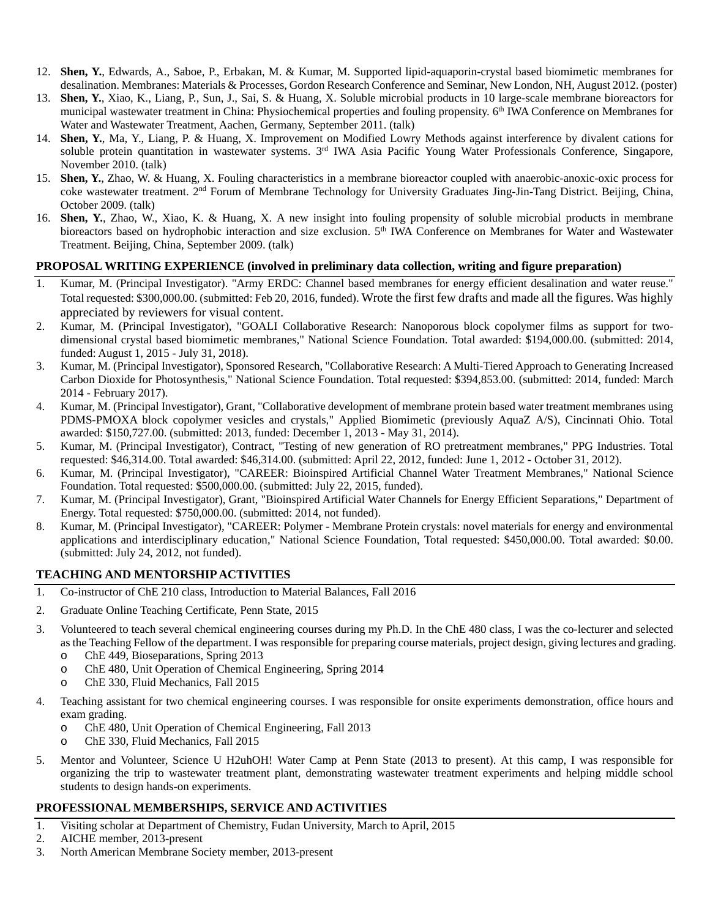12. **Shen, Y.**, Edwards, A., Saboe, P., Erbakan, M. & Kumar, M. Supported lipid-aquaporin-crystal based biomimetic membranes for desalination. Membranes: Materials & Processes, Gordon Research Conference and Seminar, New London, NH, August 2012. (poster)
13. **Shen, Y.**, Xiao, K., Liang, P., Sun, J., Sai, S. & Huang, X. Soluble microbial products in 10 large-scale membrane bioreactors for municipal wastewater treatment in China: Physiochemical properties and fouling propensity. 6th IWA Conference on Membranes for Water and Wastewater Treatment, Aachen, Germany, September 2011. (talk)
14. **Shen, Y.**, Ma, Y., Liang, P. & Huang, X. Improvement on Modified Lowry Methods against interference by divalent cations for soluble protein quantitation in wastewater systems. 3rd IWA Asia Pacific Young Water Professionals Conference, Singapore, November 2010. (talk)
15. **Shen, Y.**, Zhao, W. & Huang, X. Fouling characteristics in a membrane bioreactor coupled with anaerobic-anoxic-oxic process for coke wastewater treatment. 2nd Forum of Membrane Technology for University Graduates Jing-Jin-Tang District. Beijing, China, October 2009. (talk)
16. **Shen, Y.**, Zhao, W., Xiao, K. & Huang, X. A new insight into fouling propensity of soluble microbial products in membrane bioreactors based on hydrophobic interaction and size exclusion. 5th IWA Conference on Membranes for Water and Wastewater Treatment. Beijing, China, September 2009. (talk)

## PROPOSAL WRITING EXPERIENCE (involved in preliminary data collection, writing and figure preparation)

1. Kumar, M. (Principal Investigator). "Army ERDC: Channel based membranes for energy efficient desalination and water reuse." Total requested: $300,000.00. (submitted: Feb 20, 2016, funded). Wrote the first few drafts and made all the figures. Was highly appreciated by reviewers for visual content.
2. Kumar, M. (Principal Investigator), "GOALI Collaborative Research: Nanoporous block copolymer films as support for two-dimensional crystal based biomimetic membranes," National Science Foundation. Total awarded: $194,000.00. (submitted: 2014, funded: August 1, 2015 - July 31, 2018).
3. Kumar, M. (Principal Investigator), Sponsored Research, "Collaborative Research: A Multi-Tiered Approach to Generating Increased Carbon Dioxide for Photosynthesis," National Science Foundation. Total requested: $394,853.00. (submitted: 2014, funded: March 2014 - February 2017).
4. Kumar, M. (Principal Investigator), Grant, "Collaborative development of membrane protein based water treatment membranes using PDMS-PMOXA block copolymer vesicles and crystals," Applied Biomimetic (previously AquaZ A/S), Cincinnati Ohio. Total awarded: $150,727.00. (submitted: 2013, funded: December 1, 2013 - May 31, 2014).
5. Kumar, M. (Principal Investigator), Contract, "Testing of new generation of RO pretreatment membranes," PPG Industries. Total requested: $46,314.00. Total awarded: $46,314.00. (submitted: April 22, 2012, funded: June 1, 2012 - October 31, 2012).
6. Kumar, M. (Principal Investigator), "CAREER: Bioinspired Artificial Channel Water Treatment Membranes," National Science Foundation. Total requested: $500,000.00. (submitted: July 22, 2015, funded).
7. Kumar, M. (Principal Investigator), Grant, "Bioinspired Artificial Water Channels for Energy Efficient Separations," Department of Energy. Total requested: $750,000.00. (submitted: 2014, not funded).
8. Kumar, M. (Principal Investigator), "CAREER: Polymer - Membrane Protein crystals: novel materials for energy and environmental applications and interdisciplinary education," National Science Foundation, Total requested: $450,000.00. Total awarded: $0.00. (submitted: July 24, 2012, not funded).

## TEACHING AND MENTORSHIP ACTIVITIES

1. Co-instructor of ChE 210 class, Introduction to Material Balances, Fall 2016
2. Graduate Online Teaching Certificate, Penn State, 2015
3. Volunteered to teach several chemical engineering courses during my Ph.D. In the ChE 480 class, I was the co-lecturer and selected as the Teaching Fellow of the department. I was responsible for preparing course materials, project design, giving lectures and grading.
   - ChE 449, Bioseparations, Spring 2013
   - ChE 480, Unit Operation of Chemical Engineering, Spring 2014
   - ChE 330, Fluid Mechanics, Fall 2015
4. Teaching assistant for two chemical engineering courses. I was responsible for onsite experiments demonstration, office hours and exam grading.
   - ChE 480, Unit Operation of Chemical Engineering, Fall 2013
   - ChE 330, Fluid Mechanics, Fall 2015
5. Mentor and Volunteer, Science U H2uhOH! Water Camp at Penn State (2013 to present). At this camp, I was responsible for organizing the trip to wastewater treatment plant, demonstrating wastewater treatment experiments and helping middle school students to design hands-on experiments.

## PROFESSIONAL MEMBERSHIPS, SERVICE AND ACTIVITIES

1. Visiting scholar at Department of Chemistry, Fudan University, March to April, 2015
2. AICHE member, 2013-present
3. North American Membrane Society member, 2013-present